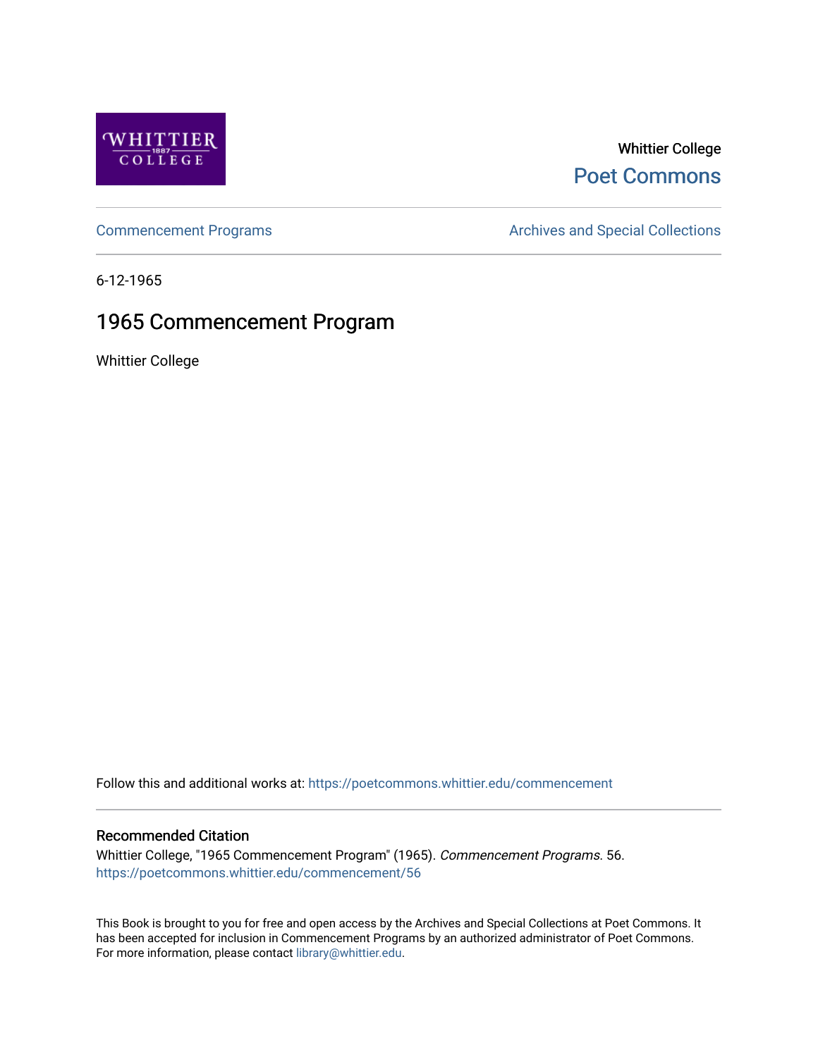Whittier College

Poet Commons

Commencement Programs

Archives and Special Collections

6-12-1965

# 1965 Commencement Program

Whittier College

Follow this and additional works at: https://poetcommons.whittier.edu/commencement

## Recommended Citation

Whittier College, "1965 Commencement Program" (1965). *Commencement Programs*. 56.
https://poetcommons.whittier.edu/commencement/56

This Book is brought to you for free and open access by the Archives and Special Collections at Poet Commons. It has been accepted for inclusion in Commencement Programs by an authorized administrator of Poet Commons. For more information, please contact library@whittier.edu.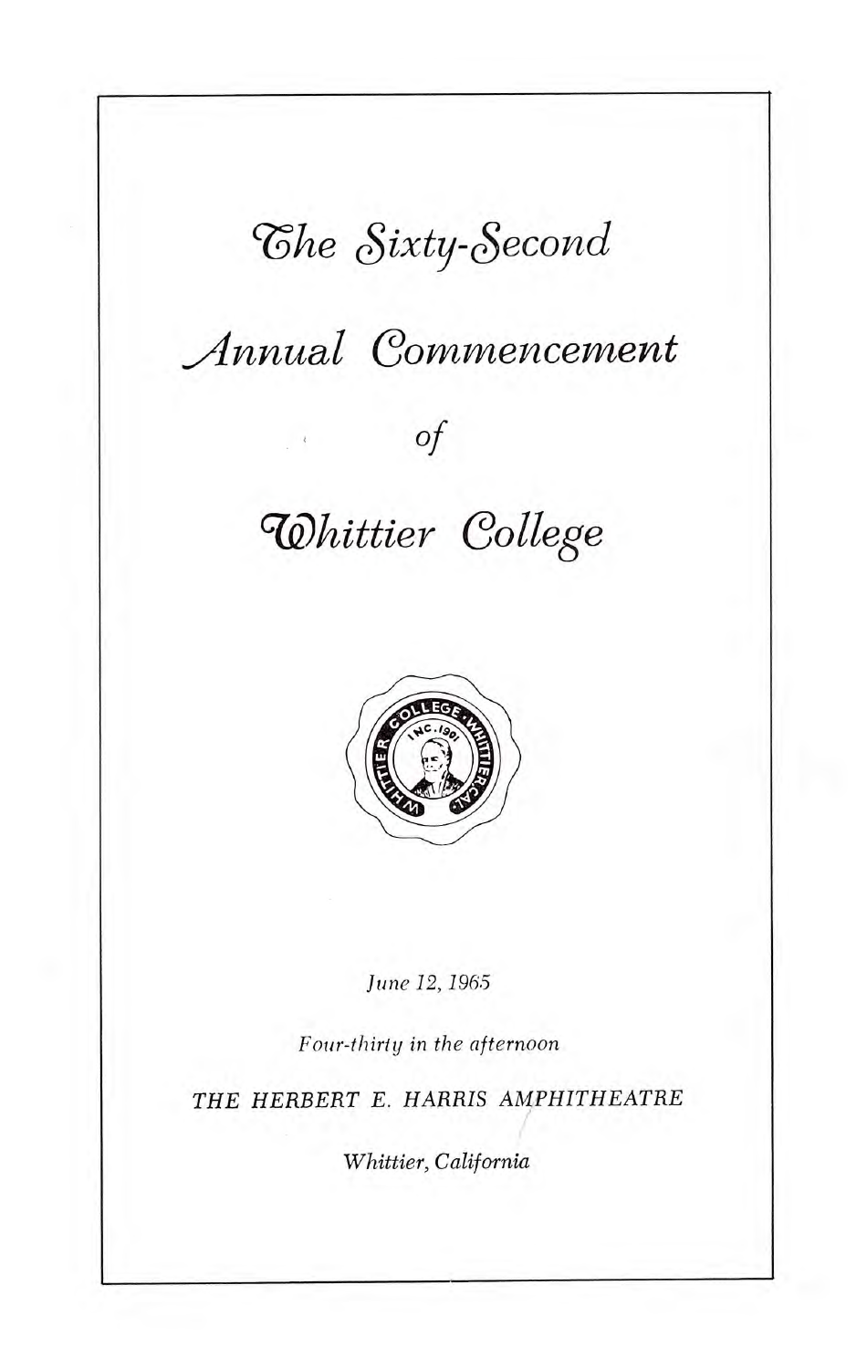# *The Sixty-Second*

# *Annual Commencement*

*of*

# *Whittier College*

*June 12, 1965*

*Four-thirty in the afternoon*

*THE HERBERT E. HARRIS AMPHITHEATRE*

*Whittier, California*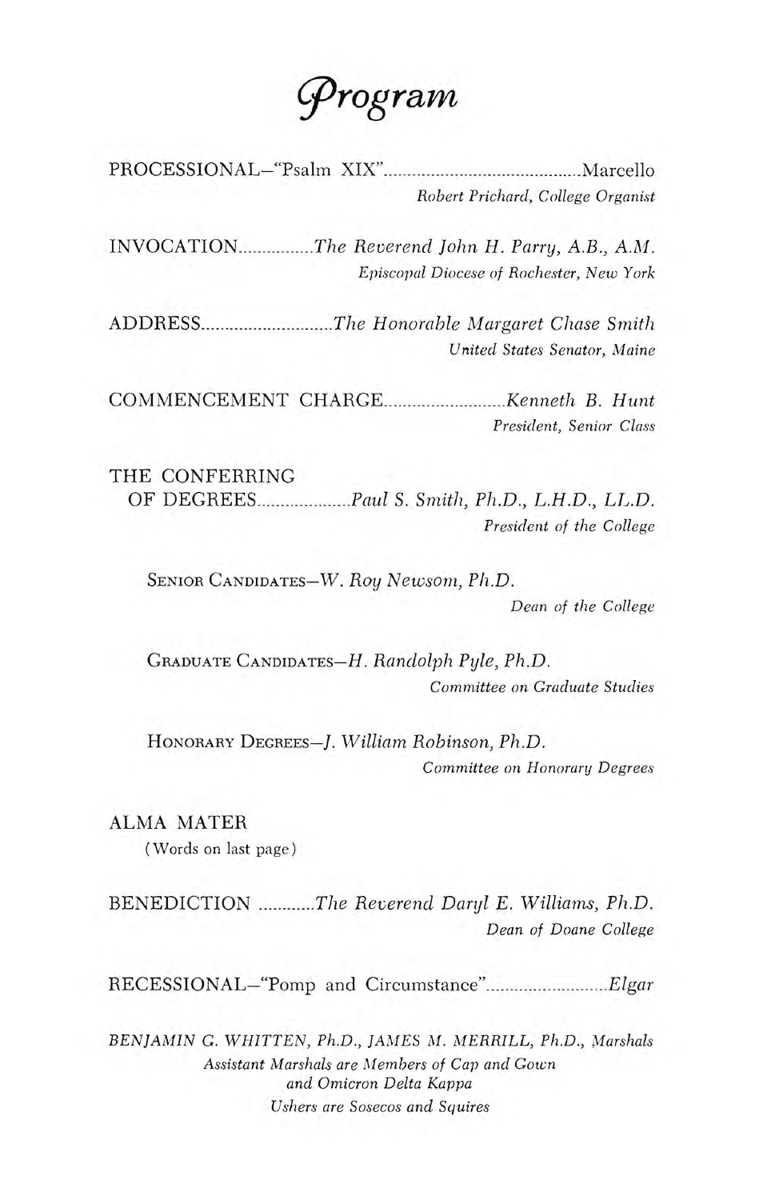# *Program*

PROCESSIONAL—"Psalm XIX"..........................................Marcello
*Robert Prichard, College Organist*

INVOCATION................*The Reverend John H. Parry, A.B., A.M.*
*Episcopal Diocese of Rochester, New York*

ADDRESS............................*The Honorable Margaret Chase Smith*
*United States Senator, Maine*

COMMENCEMENT CHARGE..........................*Kenneth B. Hunt*
*President, Senior Class*

THE CONFERRING
OF DEGREES....................*Paul S. Smith, Ph.D., L.H.D., LL.D.*
*President of the College*

SENIOR CANDIDATES—*W. Roy Newsom, Ph.D.*
*Dean of the College*

GRADUATE CANDIDATES—*H. Randolph Pyle, Ph.D.*
*Committee on Graduate Studies*

HONORARY DEGREES—*J. William Robinson, Ph.D.*
*Committee on Honorary Degrees*

ALMA MATER
(Words on last page)

BENEDICTION ............*The Reverend Daryl E. Williams, Ph.D.*
*Dean of Doane College*

RECESSIONAL—"Pomp and Circumstance"..........................*Elgar*

*BENJAMIN G. WHITTEN, Ph.D., JAMES M. MERRILL, Ph.D., Marshals*
*Assistant Marshals are Members of Cap and Gown*
*and Omicron Delta Kappa*
*Ushers are Sosecos and Squires*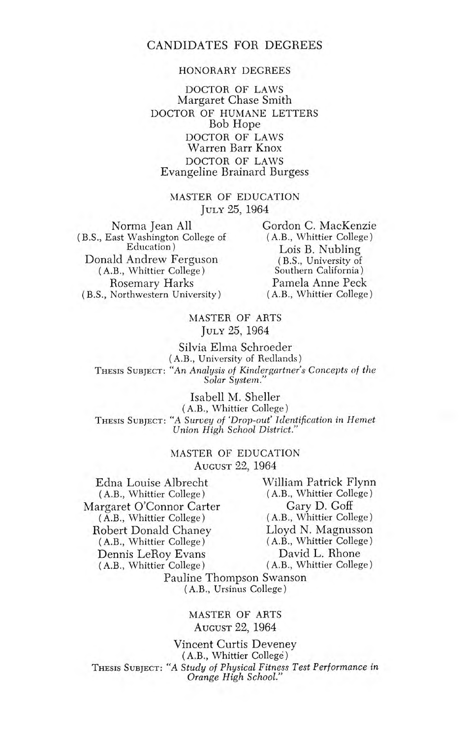# CANDIDATES FOR DEGREES

## HONORARY DEGREES

DOCTOR OF LAWS
Margaret Chase Smith

DOCTOR OF HUMANE LETTERS
Bob Hope

DOCTOR OF LAWS
Warren Barr Knox

DOCTOR OF LAWS
Evangeline Brainard Burgess

## MASTER OF EDUCATION

JULY 25, 1964

Norma Jean All
(B.S., East Washington College of Education)

Donald Andrew Ferguson
(A.B., Whittier College)

Rosemary Harks
(B.S., Northwestern University)

Gordon C. MacKenzie
(A.B., Whittier College)

Lois B. Nubling
(B.S., University of Southern California)

Pamela Anne Peck
(A.B., Whittier College)

## MASTER OF ARTS

JULY 25, 1964

Silvia Elma Schroeder
(A.B., University of Redlands)
THESIS SUBJECT: *"An Analysis of Kindergartner's Concepts of the Solar System."*

Isabell M. Sheller
(A.B., Whittier College)
THESIS SUBJECT: *"A Survey of 'Drop-out' Identification in Hemet Union High School District."*

## MASTER OF EDUCATION

AUGUST 22, 1964

Edna Louise Albrecht
(A.B., Whittier College)

Margaret O'Connor Carter
(A.B., Whittier College)

Robert Donald Chaney
(A.B., Whittier College)

Dennis LeRoy Evans
(A.B., Whittier College)

William Patrick Flynn
(A.B., Whittier College)

Gary D. Goff
(A.B., Whittier College)

Lloyd N. Magnusson
(A.B., Whittier College)

David L. Rhone
(A.B., Whittier College)

Pauline Thompson Swanson
(A.B., Ursinus College)

## MASTER OF ARTS

AUGUST 22, 1964

Vincent Curtis Deveney
(A.B., Whittier College)
THESIS SUBJECT: *"A Study of Physical Fitness Test Performance in Orange High School."*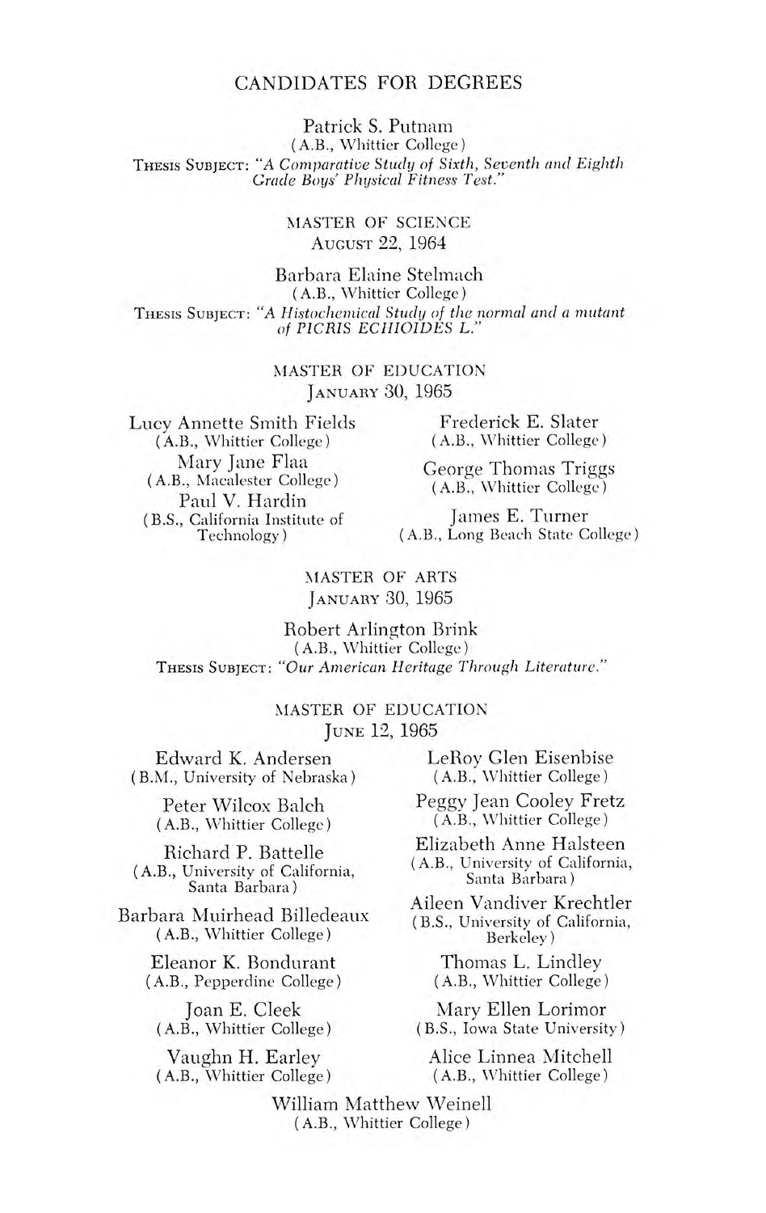## CANDIDATES FOR DEGREES

Patrick S. Putnam
(A.B., Whittier College)
THESIS SUBJECT: *"A Comparative Study of Sixth, Seventh and Eighth Grade Boys' Physical Fitness Test."*

### MASTER OF SCIENCE
AUGUST 22, 1964

Barbara Elaine Stelmach
(A.B., Whittier College)
THESIS SUBJECT: *"A Histochemical Study of the normal and a mutant of PICRIS ECHIOIDES L."*

### MASTER OF EDUCATION
JANUARY 30, 1965

Lucy Annette Smith Fields
(A.B., Whittier College)

Mary Jane Flaa
(A.B., Macalester College)

Paul V. Hardin
(B.S., California Institute of Technology)

Frederick E. Slater
(A.B., Whittier College)

George Thomas Triggs
(A.B., Whittier College)

James E. Turner
(A.B., Long Beach State College)

### MASTER OF ARTS
JANUARY 30, 1965

Robert Arlington Brink
(A.B., Whittier College)
THESIS SUBJECT: *"Our American Heritage Through Literature."*

### MASTER OF EDUCATION
JUNE 12, 1965

Edward K. Andersen
(B.M., University of Nebraska)

Peter Wilcox Balch
(A.B., Whittier College)

Richard P. Battelle
(A.B., University of California, Santa Barbara)

Barbara Muirhead Billedeaux
(A.B., Whittier College)

Eleanor K. Bondurant
(A.B., Pepperdine College)

Joan E. Cleek
(A.B., Whittier College)

Vaughn H. Earley
(A.B., Whittier College)

LeRoy Glen Eisenbise
(A.B., Whittier College)

Peggy Jean Cooley Fretz
(A.B., Whittier College)

Elizabeth Anne Halsteen
(A.B., University of California, Santa Barbara)

Aileen Vandiver Krechtler
(B.S., University of California, Berkeley)

Thomas L. Lindley
(A.B., Whittier College)

Mary Ellen Lorimor
(B.S., Iowa State University)

Alice Linnea Mitchell
(A.B., Whittier College)

William Matthew Weinell
(A.B., Whittier College)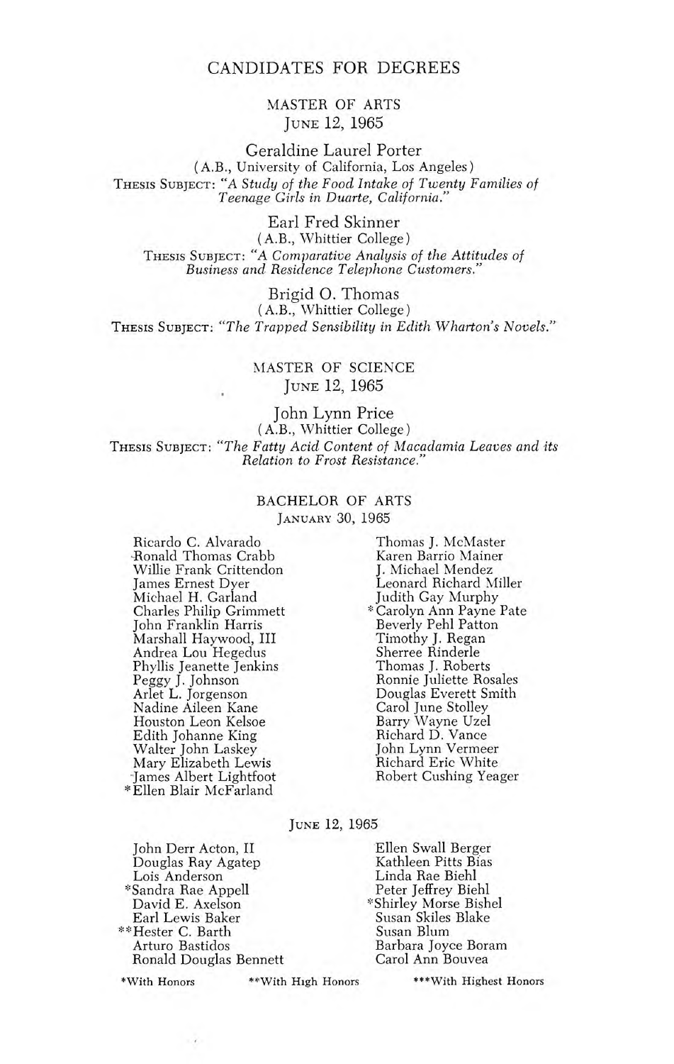# CANDIDATES FOR DEGREES

## MASTER OF ARTS

June 12, 1965

**Geraldine Laurel Porter**
(A.B., University of California, Los Angeles)
Thesis Subject: *"A Study of the Food Intake of Twenty Families of Teenage Girls in Duarte, California."*

**Earl Fred Skinner**
(A.B., Whittier College)
Thesis Subject: *"A Comparative Analysis of the Attitudes of Business and Residence Telephone Customers."*

**Brigid O. Thomas**
(A.B., Whittier College)
Thesis Subject: *"The Trapped Sensibility in Edith Wharton's Novels."*

## MASTER OF SCIENCE

June 12, 1965

**John Lynn Price**
(A.B., Whittier College)
Thesis Subject: *"The Fatty Acid Content of Macadamia Leaves and its Relation to Frost Resistance."*

## BACHELOR OF ARTS

January 30, 1965

Ricardo C. Alvarado
Ronald Thomas Crabb
Willie Frank Crittendon
James Ernest Dyer
Michael H. Garland
Charles Philip Grimmett
John Franklin Harris
Marshall Haywood, III
Andrea Lou Hegedus
Phyllis Jeanette Jenkins
Peggy J. Johnson
Arlet L. Jorgenson
Nadine Aileen Kane
Houston Leon Kelsoe
Edith Johanne King
Walter John Laskey
Mary Elizabeth Lewis
James Albert Lightfoot
*Ellen Blair McFarland
Thomas J. McMaster
Karen Barrio Mainer
J. Michael Mendez
Leonard Richard Miller
Judith Gay Murphy
*Carolyn Ann Payne Pate
Beverly Pehl Patton
Timothy J. Regan
Sherree Rinderle
Thomas J. Roberts
Ronnie Juliette Rosales
Douglas Everett Smith
Carol June Stolley
Barry Wayne Uzel
Richard D. Vance
John Lynn Vermeer
Richard Eric White
Robert Cushing Yeager

June 12, 1965

John Derr Acton, II
Douglas Ray Agatep
Lois Anderson
*Sandra Rae Appell
David E. Axelson
Earl Lewis Baker
**Hester C. Barth
Arturo Bastidos
Ronald Douglas Bennett
Ellen Swall Berger
Kathleen Pitts Bias
Linda Rae Biehl
Peter Jeffrey Biehl
*Shirley Morse Bishel
Susan Skiles Blake
Susan Blum
Barbara Joyce Boram
Carol Ann Bouvea

*With Honors **With High Honors ***With Highest Honors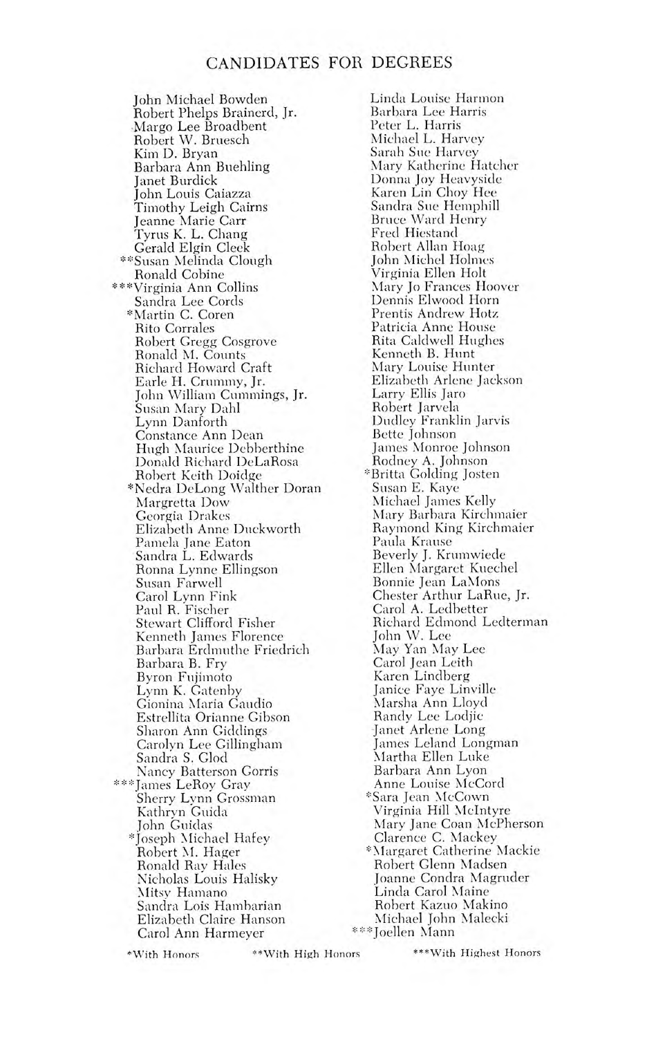# CANDIDATES FOR DEGREES

John Michael Bowden
Robert Phelps Brainerd, Jr.
Margo Lee Broadbent
Robert W. Bruesch
Kim D. Bryan
Barbara Ann Buehling
Janet Burdick
John Louis Caiazza
Timothy Leigh Cairns
Jeanne Marie Carr
Tyrus K. L. Chang
Gerald Elgin Cleek
**Susan Melinda Clough
Ronald Cobine
***Virginia Ann Collins
Sandra Lee Cords
*Martin C. Coren
Rito Corrales
Robert Gregg Cosgrove
Ronald M. Counts
Richard Howard Craft
Earle H. Crummy, Jr.
John William Cummings, Jr.
Susan Mary Dahl
Lynn Danforth
Constance Ann Dean
Hugh Maurice Debberthine
Donald Richard DeLaRosa
Robert Keith Doidge
*Nedra DeLong Walther Doran
Margretta Dow
Georgia Drakes
Elizabeth Anne Duckworth
Pamela Jane Eaton
Sandra L. Edwards
Ronna Lynne Ellingson
Susan Farwell
Carol Lynn Fink
Paul R. Fischer
Stewart Clifford Fisher
Kenneth James Florence
Barbara Erdmuthe Friedrich
Barbara B. Fry
Byron Fujimoto
Lynn K. Gatenby
Gionina Maria Gaudio
Estrellita Orianne Gibson
Sharon Ann Giddings
Carolyn Lee Gillingham
Sandra S. Glod
Nancy Batterson Gorris
***James LeRoy Gray
Sherry Lynn Grossman
Kathryn Guida
John Guidas
*Joseph Michael Hafey
Robert M. Hager
Ronald Ray Hales
Nicholas Louis Halisky
Mitsy Hamano
Sandra Lois Hambarian
Elizabeth Claire Hanson
Carol Ann Harmeyer
Linda Louise Harmon
Barbara Lee Harris
Peter L. Harris
Michael L. Harvey
Sarah Sue Harvey
Mary Katherine Hatcher
Donna Joy Heavyside
Karen Lin Choy Hee
Sandra Sue Hemphill
Bruce Ward Henry
Fred Hiestand
Robert Allan Hoag
John Michel Holmes
Virginia Ellen Holt
Mary Jo Frances Hoover
Dennis Elwood Horn
Prentis Andrew Hotz
Patricia Anne House
Rita Caldwell Hughes
Kenneth B. Hunt
Mary Louise Hunter
Elizabeth Arlene Jackson
Larry Ellis Jaro
Robert Jarvela
Dudley Franklin Jarvis
Bette Johnson
James Monroe Johnson
Rodney A. Johnson
*Britta Golding Josten
Susan E. Kaye
Michael James Kelly
Mary Barbara Kirchmaier
Raymond King Kirchmaier
Paula Krause
Beverly J. Krumwiede
Ellen Margaret Kuechel
Bonnie Jean LaMons
Chester Arthur LaRue, Jr.
Carol A. Ledbetter
Richard Edmond Ledterman
John W. Lee
May Yan May Lee
Carol Jean Leith
Karen Lindberg
Janice Faye Linville
Marsha Ann Lloyd
Randy Lee Lodjic
Janet Arlene Long
James Leland Longman
Martha Ellen Luke
Barbara Ann Lyon
Anne Louise McCord
*Sara Jean McCown
Virginia Hill McIntyre
Mary Jane Coan McPherson
Clarence C. Mackey
*Margaret Catherine Mackie
Robert Glenn Madsen
Joanne Condra Magruder
Linda Carol Maine
Robert Kazuo Makino
Michael John Malecki
***Joellen Mann

*With Honors  **With High Honors  ***With Highest Honors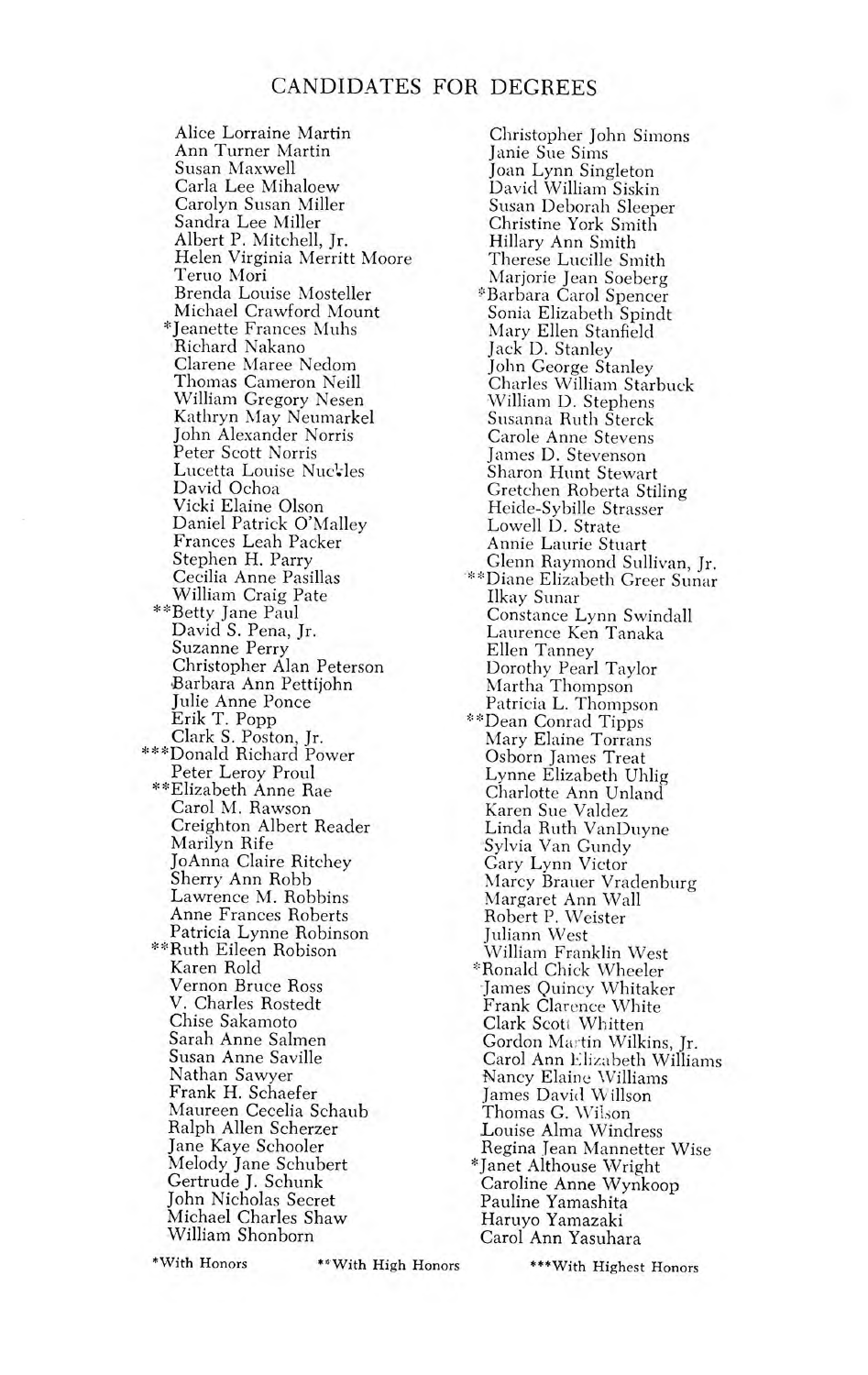## CANDIDATES FOR DEGREES

Alice Lorraine Martin
Ann Turner Martin
Susan Maxwell
Carla Lee Mihaloew
Carolyn Susan Miller
Sandra Lee Miller
Albert P. Mitchell, Jr.
Helen Virginia Merritt Moore
Teruo Mori
Brenda Louise Mosteller
Michael Crawford Mount
*Jeanette Frances Muhs
Richard Nakano
Clarene Maree Nedom
Thomas Cameron Neill
William Gregory Nesen
Kathryn May Neumarkel
John Alexander Norris
Peter Scott Norris
Lucetta Louise Nuckles
David Ochoa
Vicki Elaine Olson
Daniel Patrick O'Malley
Frances Leah Packer
Stephen H. Parry
Cecilia Anne Pasillas
William Craig Pate
**Betty Jane Paul
David S. Pena, Jr.
Suzanne Perry
Christopher Alan Peterson
Barbara Ann Pettijohn
Julie Anne Ponce
Erik T. Popp
Clark S. Poston, Jr.
***Donald Richard Power
Peter Leroy Proul
**Elizabeth Anne Rae
Carol M. Rawson
Creighton Albert Reader
Marilyn Rife
JoAnna Claire Ritchey
Sherry Ann Robb
Lawrence M. Robbins
Anne Frances Roberts
Patricia Lynne Robinson
**Ruth Eileen Robison
Karen Rold
Vernon Bruce Ross
V. Charles Rostedt
Chise Sakamoto
Sarah Anne Salmen
Susan Anne Saville
Nathan Sawyer
Frank H. Schaefer
Maureen Cecelia Schaub
Ralph Allen Scherzer
Jane Kaye Schooler
Melody Jane Schubert
Gertrude J. Schunk
John Nicholas Secret
Michael Charles Shaw
William Shonborn
Christopher John Simons
Janie Sue Sims
Joan Lynn Singleton
David William Siskin
Susan Deborah Sleeper
Christine York Smith
Hillary Ann Smith
Therese Lucille Smith
Marjorie Jean Soeberg
*Barbara Carol Spencer
Sonia Elizabeth Spindt
Mary Ellen Stanfield
Jack D. Stanley
John George Stanley
Charles William Starbuck
William D. Stephens
Susanna Ruth Sterck
Carole Anne Stevens
James D. Stevenson
Sharon Hunt Stewart
Gretchen Roberta Stiling
Heide-Sybille Strasser
Lowell D. Strate
Annie Laurie Stuart
Glenn Raymond Sullivan, Jr.
**Diane Elizabeth Greer Sunar
Ilkay Sunar
Constance Lynn Swindall
Laurence Ken Tanaka
Ellen Tanney
Dorothy Pearl Taylor
Martha Thompson
Patricia L. Thompson
**Dean Conrad Tipps
Mary Elaine Torrans
Osborn James Treat
Lynne Elizabeth Uhlig
Charlotte Ann Unland
Karen Sue Valdez
Linda Ruth VanDuyne
Sylvia Van Gundy
Gary Lynn Victor
Marcy Brauer Vradenburg
Margaret Ann Wall
Robert P. Weister
Juliann West
William Franklin West
*Ronald Chick Wheeler
James Quincy Whitaker
Frank Clarence White
Clark Scott Whitten
Gordon Martin Wilkins, Jr.
Carol Ann Elizabeth Williams
Nancy Elaine Williams
James David Willson
Thomas G. Wilson
Louise Alma Windress
Regina Jean Mannetter Wise
*Janet Althouse Wright
Caroline Anne Wynkoop
Pauline Yamashita
Haruyo Yamazaki
Carol Ann Yasuhara

*With Honors **With High Honors ***With Highest Honors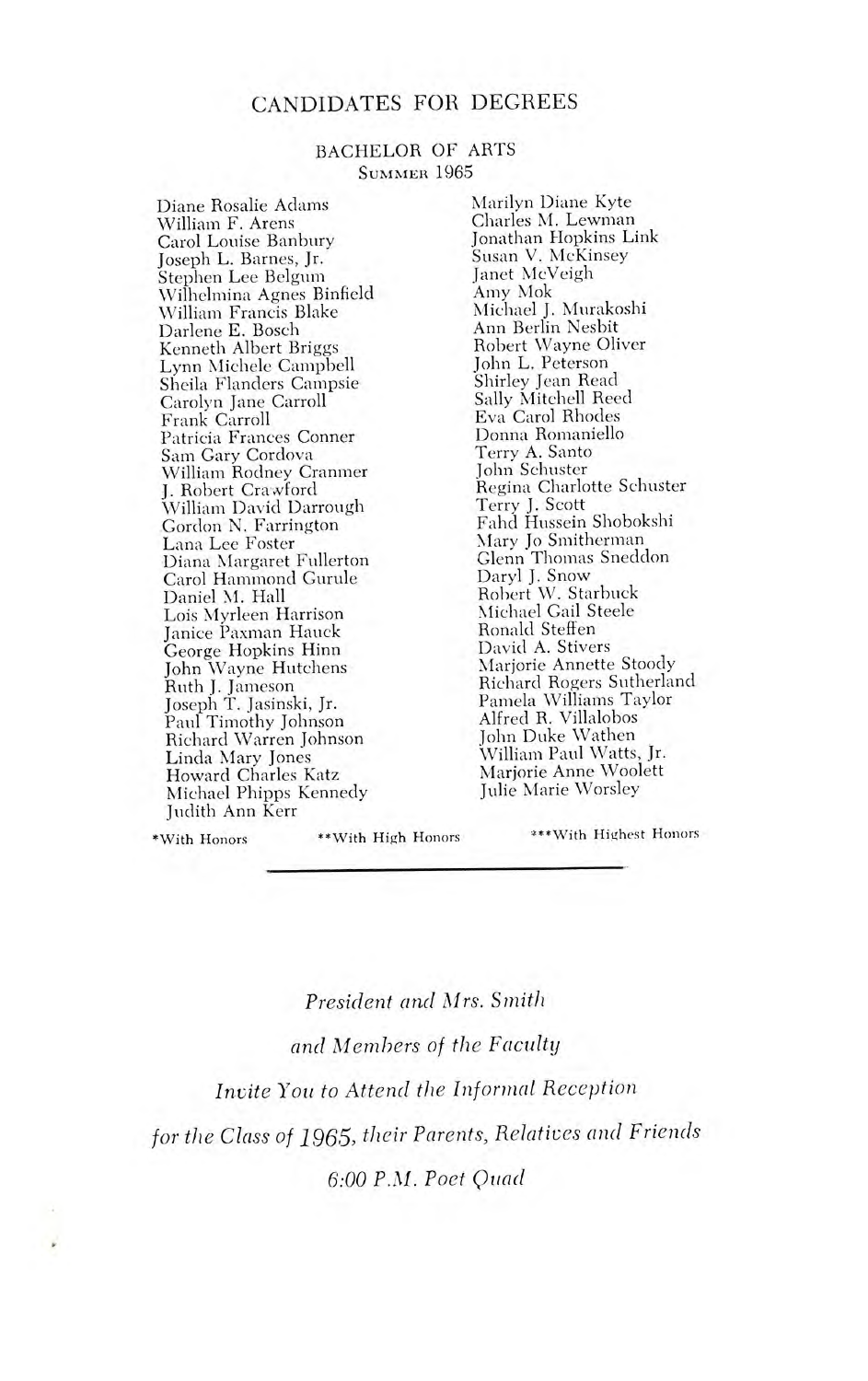# CANDIDATES FOR DEGREES

## BACHELOR OF ARTS

SUMMER 1965

Diane Rosalie Adams
William F. Arens
Carol Louise Banbury
Joseph L. Barnes, Jr.
Stephen Lee Belgum
Wilhelmina Agnes Binfield
William Francis Blake
Darlene E. Bosch
Kenneth Albert Briggs
Lynn Michele Campbell
Sheila Flanders Campsie
Carolyn Jane Carroll
Frank Carroll
Patricia Frances Conner
Sam Gary Cordova
William Rodney Cranmer
J. Robert Crawford
William David Darrough
Gordon N. Farrington
Lana Lee Foster
Diana Margaret Fullerton
Carol Hammond Gurule
Daniel M. Hall
Lois Myrleen Harrison
Janice Paxman Hauck
George Hopkins Hinn
John Wayne Hutchens
Ruth J. Jameson
Joseph T. Jasinski, Jr.
Paul Timothy Johnson
Richard Warren Johnson
Linda Mary Jones
Howard Charles Katz
Michael Phipps Kennedy
Judith Ann Kerr
Marilyn Diane Kyte
Charles M. Lewman
Jonathan Hopkins Link
Susan V. McKinsey
Janet McVeigh
Amy Mok
Michael J. Murakoshi
Ann Berlin Nesbit
Robert Wayne Oliver
John L. Peterson
Shirley Jean Read
Sally Mitchell Reed
Eva Carol Rhodes
Donna Romaniello
Terry A. Santo
John Schuster
Regina Charlotte Schuster
Terry J. Scott
Fahd Hussein Shobokshi
Mary Jo Smitherman
Glenn Thomas Sneddon
Daryl J. Snow
Robert W. Starbuck
Michael Gail Steele
Ronald Steffen
David A. Stivers
Marjorie Annette Stoody
Richard Rogers Sutherland
Pamela Williams Taylor
Alfred R. Villalobos
John Duke Wathen
William Paul Watts, Jr.
Marjorie Anne Woolett
Julie Marie Worsley

*With Honors **With High Honors ***With Highest Honors

---

*President and Mrs. Smith*

*and Members of the Faculty*

*Invite You to Attend the Informal Reception*

*for the Class of 1965, their Parents, Relatives and Friends*

*6:00 P.M. Poet Quad*